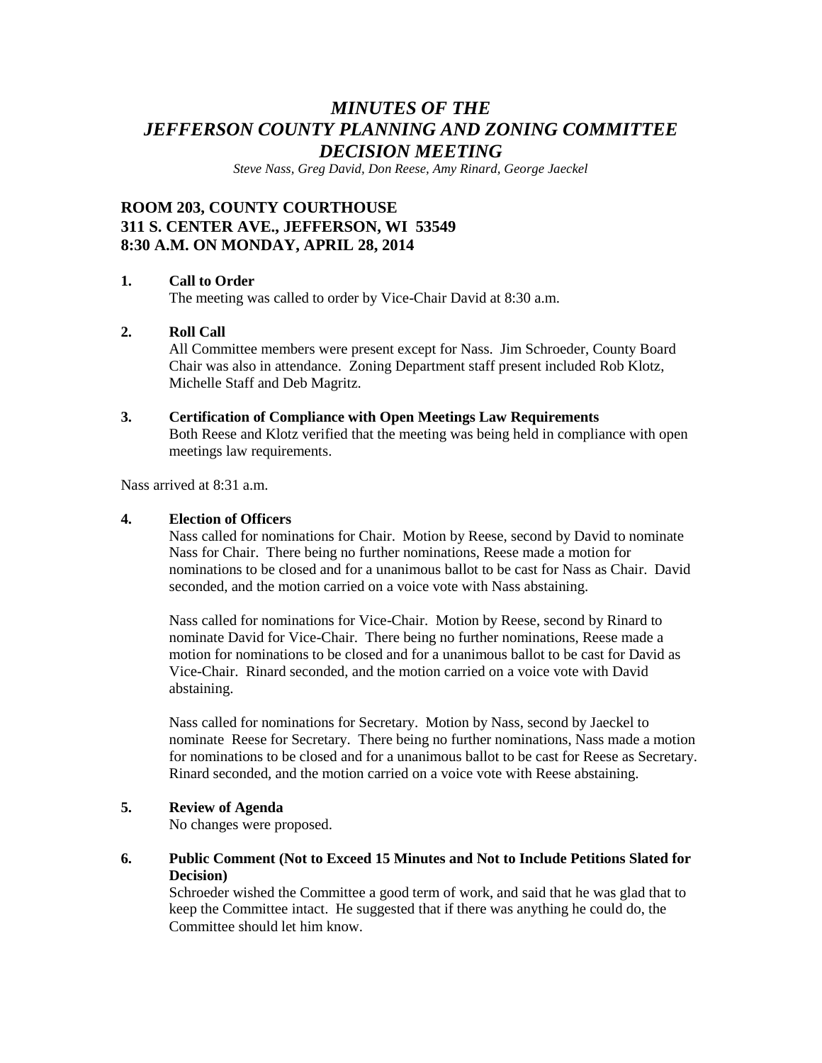# *MINUTES OF THE JEFFERSON COUNTY PLANNING AND ZONING COMMITTEE DECISION MEETING*

*Steve Nass, Greg David, Don Reese, Amy Rinard, George Jaeckel*

## ROOM 203, COUNTY COURTHOUSE
## 311 S. CENTER AVE., JEFFERSON, WI 53549
## 8:30 A.M. ON MONDAY, APRIL 28, 2014

**1. Call to Order**

The meeting was called to order by Vice-Chair David at 8:30 a.m.

**2. Roll Call**

All Committee members were present except for Nass. Jim Schroeder, County Board Chair was also in attendance. Zoning Department staff present included Rob Klotz, Michelle Staff and Deb Magritz.

**3. Certification of Compliance with Open Meetings Law Requirements**

Both Reese and Klotz verified that the meeting was being held in compliance with open meetings law requirements.

Nass arrived at 8:31 a.m.

**4. Election of Officers**

Nass called for nominations for Chair. Motion by Reese, second by David to nominate Nass for Chair. There being no further nominations, Reese made a motion for nominations to be closed and for a unanimous ballot to be cast for Nass as Chair. David seconded, and the motion carried on a voice vote with Nass abstaining.

Nass called for nominations for Vice-Chair. Motion by Reese, second by Rinard to nominate David for Vice-Chair. There being no further nominations, Reese made a motion for nominations to be closed and for a unanimous ballot to be cast for David as Vice-Chair. Rinard seconded, and the motion carried on a voice vote with David abstaining.

Nass called for nominations for Secretary. Motion by Nass, second by Jaeckel to nominate Reese for Secretary. There being no further nominations, Nass made a motion for nominations to be closed and for a unanimous ballot to be cast for Reese as Secretary. Rinard seconded, and the motion carried on a voice vote with Reese abstaining.

**5. Review of Agenda**

No changes were proposed.

**6. Public Comment (Not to Exceed 15 Minutes and Not to Include Petitions Slated for Decision)**

Schroeder wished the Committee a good term of work, and said that he was glad that to keep the Committee intact. He suggested that if there was anything he could do, the Committee should let him know.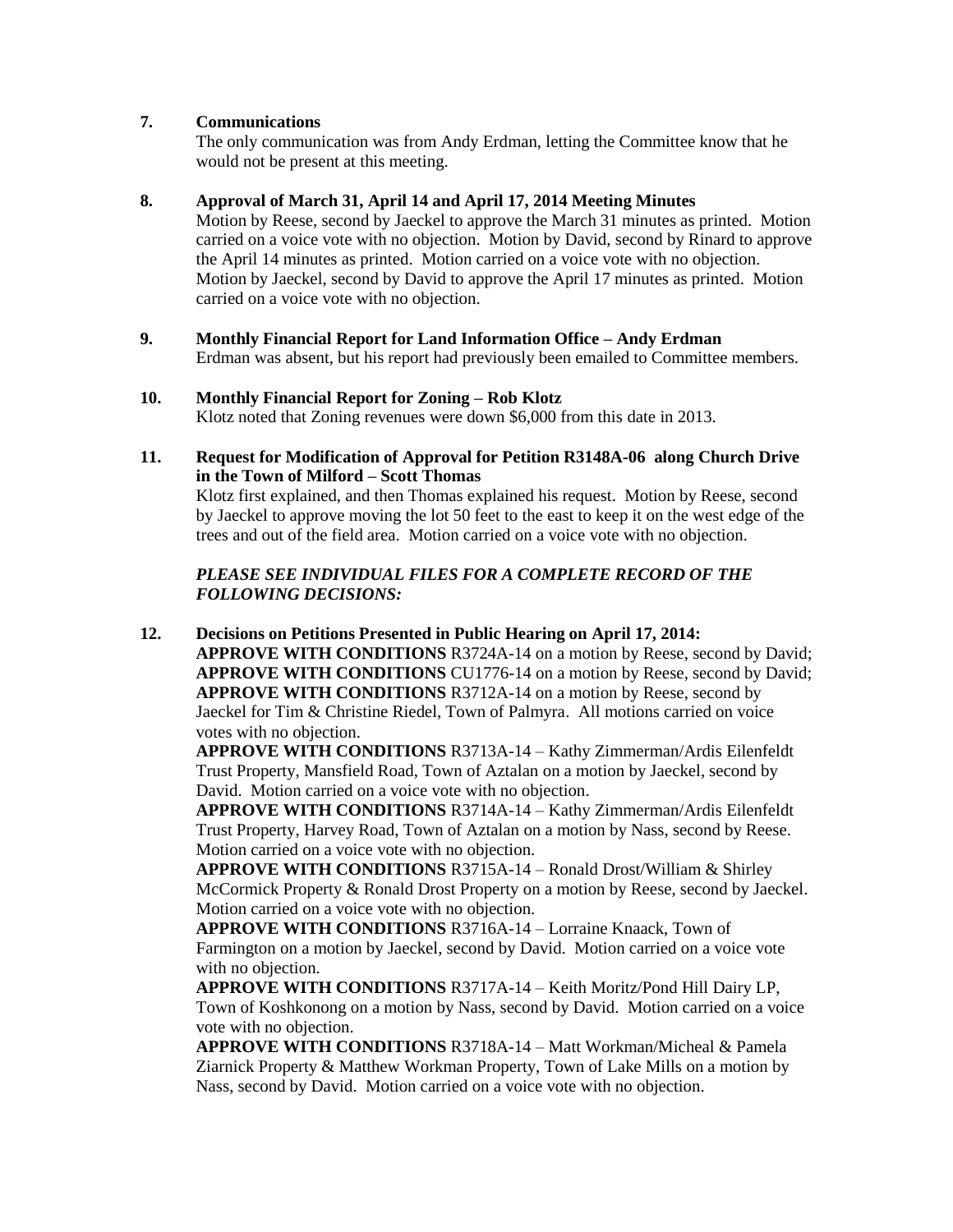## 7. Communications

The only communication was from Andy Erdman, letting the Committee know that he would not be present at this meeting.

## 8. Approval of March 31, April 14 and April 17, 2014 Meeting Minutes

Motion by Reese, second by Jaeckel to approve the March 31 minutes as printed. Motion carried on a voice vote with no objection. Motion by David, second by Rinard to approve the April 14 minutes as printed. Motion carried on a voice vote with no objection. Motion by Jaeckel, second by David to approve the April 17 minutes as printed. Motion carried on a voice vote with no objection.

## 9. Monthly Financial Report for Land Information Office – Andy Erdman

Erdman was absent, but his report had previously been emailed to Committee members.

## 10. Monthly Financial Report for Zoning – Rob Klotz

Klotz noted that Zoning revenues were down $6,000 from this date in 2013.

## 11. Request for Modification of Approval for Petition R3148A-06 along Church Drive in the Town of Milford – Scott Thomas

Klotz first explained, and then Thomas explained his request. Motion by Reese, second by Jaeckel to approve moving the lot 50 feet to the east to keep it on the west edge of the trees and out of the field area. Motion carried on a voice vote with no objection.

***PLEASE SEE INDIVIDUAL FILES FOR A COMPLETE RECORD OF THE FOLLOWING DECISIONS:***

## 12. Decisions on Petitions Presented in Public Hearing on April 17, 2014:

**APPROVE WITH CONDITIONS** R3724A-14 on a motion by Reese, second by David; **APPROVE WITH CONDITIONS** CU1776-14 on a motion by Reese, second by David; **APPROVE WITH CONDITIONS** R3712A-14 on a motion by Reese, second by Jaeckel for Tim & Christine Riedel, Town of Palmyra. All motions carried on voice votes with no objection.

**APPROVE WITH CONDITIONS** R3713A-14 – Kathy Zimmerman/Ardis Eilenfeldt Trust Property, Mansfield Road, Town of Aztalan on a motion by Jaeckel, second by David. Motion carried on a voice vote with no objection.

**APPROVE WITH CONDITIONS** R3714A-14 – Kathy Zimmerman/Ardis Eilenfeldt Trust Property, Harvey Road, Town of Aztalan on a motion by Nass, second by Reese. Motion carried on a voice vote with no objection.

**APPROVE WITH CONDITIONS** R3715A-14 – Ronald Drost/William & Shirley McCormick Property & Ronald Drost Property on a motion by Reese, second by Jaeckel. Motion carried on a voice vote with no objection.

**APPROVE WITH CONDITIONS** R3716A-14 – Lorraine Knaack, Town of Farmington on a motion by Jaeckel, second by David. Motion carried on a voice vote with no objection.

**APPROVE WITH CONDITIONS** R3717A-14 – Keith Moritz/Pond Hill Dairy LP, Town of Koshkonong on a motion by Nass, second by David. Motion carried on a voice vote with no objection.

**APPROVE WITH CONDITIONS** R3718A-14 – Matt Workman/Micheal & Pamela Ziarnick Property & Matthew Workman Property, Town of Lake Mills on a motion by Nass, second by David. Motion carried on a voice vote with no objection.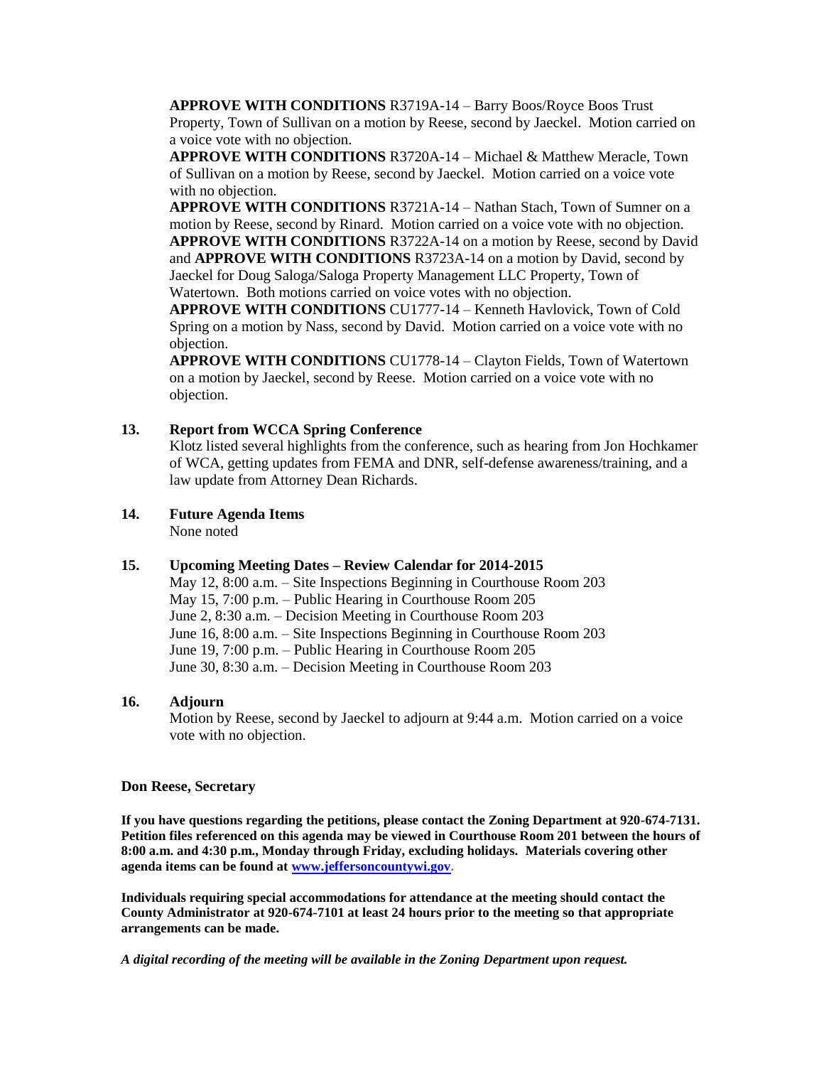**APPROVE WITH CONDITIONS** R3719A-14 – Barry Boos/Royce Boos Trust Property, Town of Sullivan on a motion by Reese, second by Jaeckel. Motion carried on a voice vote with no objection.

**APPROVE WITH CONDITIONS** R3720A-14 – Michael & Matthew Meracle, Town of Sullivan on a motion by Reese, second by Jaeckel. Motion carried on a voice vote with no objection.

**APPROVE WITH CONDITIONS** R3721A-14 – Nathan Stach, Town of Sumner on a motion by Reese, second by Rinard. Motion carried on a voice vote with no objection.

**APPROVE WITH CONDITIONS** R3722A-14 on a motion by Reese, second by David and **APPROVE WITH CONDITIONS** R3723A-14 on a motion by David, second by Jaeckel for Doug Saloga/Saloga Property Management LLC Property, Town of Watertown. Both motions carried on voice votes with no objection.

**APPROVE WITH CONDITIONS** CU1777-14 – Kenneth Havlovick, Town of Cold Spring on a motion by Nass, second by David. Motion carried on a voice vote with no objection.

**APPROVE WITH CONDITIONS** CU1778-14 – Clayton Fields, Town of Watertown on a motion by Jaeckel, second by Reese. Motion carried on a voice vote with no objection.

**13. Report from WCCA Spring Conference**

Klotz listed several highlights from the conference, such as hearing from Jon Hochkamer of WCA, getting updates from FEMA and DNR, self-defense awareness/training, and a law update from Attorney Dean Richards.

**14. Future Agenda Items**

None noted

**15. Upcoming Meeting Dates – Review Calendar for 2014-2015**

May 12, 8:00 a.m. – Site Inspections Beginning in Courthouse Room 203
May 15, 7:00 p.m. – Public Hearing in Courthouse Room 205
June 2, 8:30 a.m. – Decision Meeting in Courthouse Room 203
June 16, 8:00 a.m. – Site Inspections Beginning in Courthouse Room 203
June 19, 7:00 p.m. – Public Hearing in Courthouse Room 205
June 30, 8:30 a.m. – Decision Meeting in Courthouse Room 203

**16. Adjourn**

Motion by Reese, second by Jaeckel to adjourn at 9:44 a.m. Motion carried on a voice vote with no objection.

**Don Reese, Secretary**

**If you have questions regarding the petitions, please contact the Zoning Department at 920-674-7131. Petition files referenced on this agenda may be viewed in Courthouse Room 201 between the hours of 8:00 a.m. and 4:30 p.m., Monday through Friday, excluding holidays. Materials covering other agenda items can be found at [www.jeffersoncountywi.gov](www.jeffersoncountywi.gov).**

**Individuals requiring special accommodations for attendance at the meeting should contact the County Administrator at 920-674-7101 at least 24 hours prior to the meeting so that appropriate arrangements can be made.**

***A digital recording of the meeting will be available in the Zoning Department upon request.***